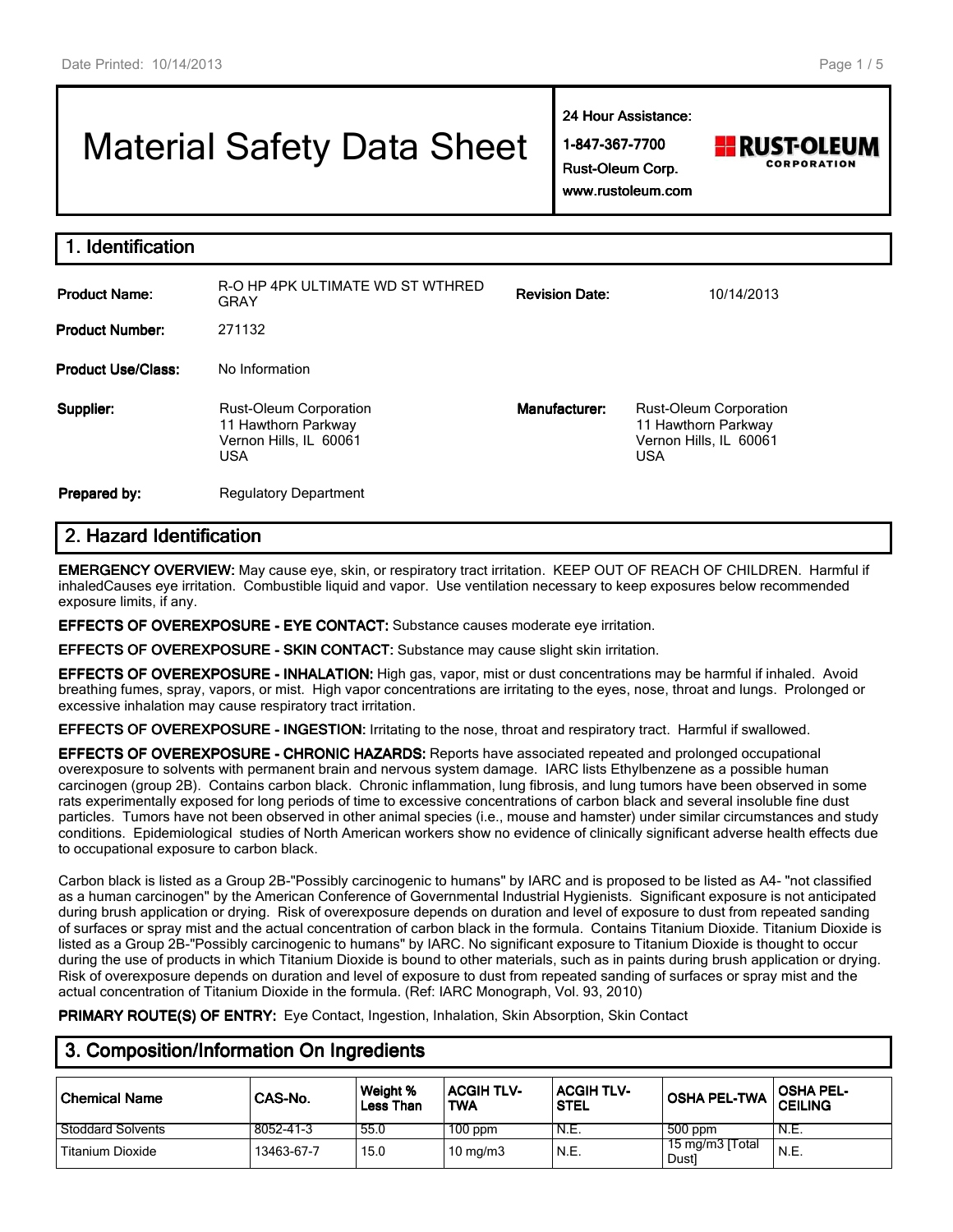# Material Safety Data Sheet

**24 Hour Assistance:**
**1-847-367-7700**
**Rust-Oleum Corp.**
**www.rustoleum.com**

RUST-OLEUM CORPORATION

## 1. Identification

| | | | |
|---|---|---|---|
| **Product Name:** | R-O HP 4PK ULTIMATE WD ST WTHRED GRAY | **Revision Date:** | 10/14/2013 |
| **Product Number:** | 271132 | | |
| **Product Use/Class:** | No Information | | |
| **Supplier:** | Rust-Oleum Corporation<br>11 Hawthorn Parkway<br>Vernon Hills, IL 60061<br>USA | **Manufacturer:** | Rust-Oleum Corporation<br>11 Hawthorn Parkway<br>Vernon Hills, IL 60061<br>USA |
| **Prepared by:** | Regulatory Department | | |

## 2. Hazard Identification

**EMERGENCY OVERVIEW:** May cause eye, skin, or respiratory tract irritation. KEEP OUT OF REACH OF CHILDREN. Harmful if inhaledCauses eye irritation. Combustible liquid and vapor. Use ventilation necessary to keep exposures below recommended exposure limits, if any.

**EFFECTS OF OVEREXPOSURE - EYE CONTACT:** Substance causes moderate eye irritation.

**EFFECTS OF OVEREXPOSURE - SKIN CONTACT:** Substance may cause slight skin irritation.

**EFFECTS OF OVEREXPOSURE - INHALATION:** High gas, vapor, mist or dust concentrations may be harmful if inhaled. Avoid breathing fumes, spray, vapors, or mist. High vapor concentrations are irritating to the eyes, nose, throat and lungs. Prolonged or excessive inhalation may cause respiratory tract irritation.

**EFFECTS OF OVEREXPOSURE - INGESTION:** Irritating to the nose, throat and respiratory tract. Harmful if swallowed.

**EFFECTS OF OVEREXPOSURE - CHRONIC HAZARDS:** Reports have associated repeated and prolonged occupational overexposure to solvents with permanent brain and nervous system damage. IARC lists Ethylbenzene as a possible human carcinogen (group 2B). Contains carbon black. Chronic inflammation, lung fibrosis, and lung tumors have been observed in some rats experimentally exposed for long periods of time to excessive concentrations of carbon black and several insoluble fine dust particles. Tumors have not been observed in other animal species (i.e., mouse and hamster) under similar circumstances and study conditions. Epidemiological studies of North American workers show no evidence of clinically significant adverse health effects due to occupational exposure to carbon black.

Carbon black is listed as a Group 2B-"Possibly carcinogenic to humans" by IARC and is proposed to be listed as A4- "not classified as a human carcinogen" by the American Conference of Governmental Industrial Hygienists. Significant exposure is not anticipated during brush application or drying. Risk of overexposure depends on duration and level of exposure to dust from repeated sanding of surfaces or spray mist and the actual concentration of carbon black in the formula. Contains Titanium Dioxide. Titanium Dioxide is listed as a Group 2B-"Possibly carcinogenic to humans" by IARC. No significant exposure to Titanium Dioxide is thought to occur during the use of products in which Titanium Dioxide is bound to other materials, such as in paints during brush application or drying. Risk of overexposure depends on duration and level of exposure to dust from repeated sanding of surfaces or spray mist and the actual concentration of Titanium Dioxide in the formula. (Ref: IARC Monograph, Vol. 93, 2010)

**PRIMARY ROUTE(S) OF ENTRY:** Eye Contact, Ingestion, Inhalation, Skin Absorption, Skin Contact

## 3. Composition/Information On Ingredients

| Chemical Name | CAS-No. | Weight % Less Than | ACGIH TLV-TWA | ACGIH TLV-STEL | OSHA PEL-TWA | OSHA PEL-CEILING |
|---|---|---|---|---|---|---|
| Stoddard Solvents | 8052-41-3 | 55.0 | 100 ppm | N.E. | 500 ppm | N.E. |
| Titanium Dioxide | 13463-67-7 | 15.0 | 10 mg/m3 | N.E. | 15 mg/m3 [Total Dust] | N.E. |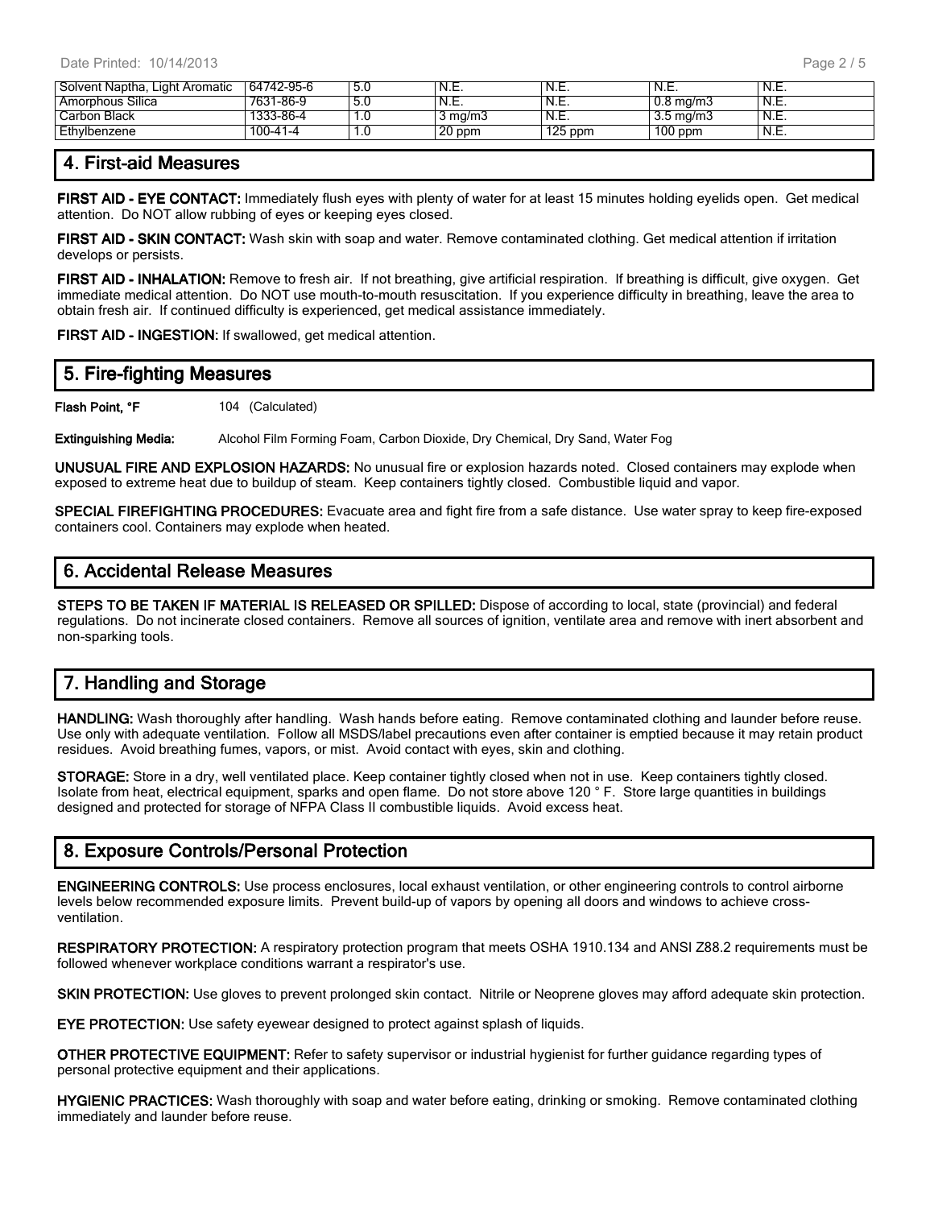| Solvent Naptha, Light Aromatic | 64742-95-6 | 5.0 | N.E. | N.E. | N.E. | N.E. |
|---|---|---|---|---|---|---|
| Amorphous Silica | 7631-86-9 | 5.0 | N.E. | N.E. | 0.8 mg/m3 | N.E. |
| Carbon Black | 1333-86-4 | 1.0 | 3 mg/m3 | N.E. | 3.5 mg/m3 | N.E. |
| Ethylbenzene | 100-41-4 | 1.0 | 20 ppm | 125 ppm | 100 ppm | N.E. |

## 4. First-aid Measures

**FIRST AID - EYE CONTACT:** Immediately flush eyes with plenty of water for at least 15 minutes holding eyelids open. Get medical attention. Do NOT allow rubbing of eyes or keeping eyes closed.

**FIRST AID - SKIN CONTACT:** Wash skin with soap and water. Remove contaminated clothing. Get medical attention if irritation develops or persists.

**FIRST AID - INHALATION:** Remove to fresh air. If not breathing, give artificial respiration. If breathing is difficult, give oxygen. Get immediate medical attention. Do NOT use mouth-to-mouth resuscitation. If you experience difficulty in breathing, leave the area to obtain fresh air. If continued difficulty is experienced, get medical assistance immediately.

**FIRST AID - INGESTION:** If swallowed, get medical attention.

## 5. Fire-fighting Measures

**Flash Point, °F** 104 (Calculated)

**Extinguishing Media:** Alcohol Film Forming Foam, Carbon Dioxide, Dry Chemical, Dry Sand, Water Fog

**UNUSUAL FIRE AND EXPLOSION HAZARDS:** No unusual fire or explosion hazards noted. Closed containers may explode when exposed to extreme heat due to buildup of steam. Keep containers tightly closed. Combustible liquid and vapor.

**SPECIAL FIREFIGHTING PROCEDURES:** Evacuate area and fight fire from a safe distance. Use water spray to keep fire-exposed containers cool. Containers may explode when heated.

## 6. Accidental Release Measures

**STEPS TO BE TAKEN IF MATERIAL IS RELEASED OR SPILLED:** Dispose of according to local, state (provincial) and federal regulations. Do not incinerate closed containers. Remove all sources of ignition, ventilate area and remove with inert absorbent and non-sparking tools.

## 7. Handling and Storage

**HANDLING:** Wash thoroughly after handling. Wash hands before eating. Remove contaminated clothing and launder before reuse. Use only with adequate ventilation. Follow all MSDS/label precautions even after container is emptied because it may retain product residues. Avoid breathing fumes, vapors, or mist. Avoid contact with eyes, skin and clothing.

**STORAGE:** Store in a dry, well ventilated place. Keep container tightly closed when not in use. Keep containers tightly closed. Isolate from heat, electrical equipment, sparks and open flame. Do not store above 120 ° F. Store large quantities in buildings designed and protected for storage of NFPA Class II combustible liquids. Avoid excess heat.

## 8. Exposure Controls/Personal Protection

**ENGINEERING CONTROLS:** Use process enclosures, local exhaust ventilation, or other engineering controls to control airborne levels below recommended exposure limits. Prevent build-up of vapors by opening all doors and windows to achieve cross-ventilation.

**RESPIRATORY PROTECTION:** A respiratory protection program that meets OSHA 1910.134 and ANSI Z88.2 requirements must be followed whenever workplace conditions warrant a respirator's use.

**SKIN PROTECTION:** Use gloves to prevent prolonged skin contact. Nitrile or Neoprene gloves may afford adequate skin protection.

**EYE PROTECTION:** Use safety eyewear designed to protect against splash of liquids.

**OTHER PROTECTIVE EQUIPMENT:** Refer to safety supervisor or industrial hygienist for further guidance regarding types of personal protective equipment and their applications.

**HYGIENIC PRACTICES:** Wash thoroughly with soap and water before eating, drinking or smoking. Remove contaminated clothing immediately and launder before reuse.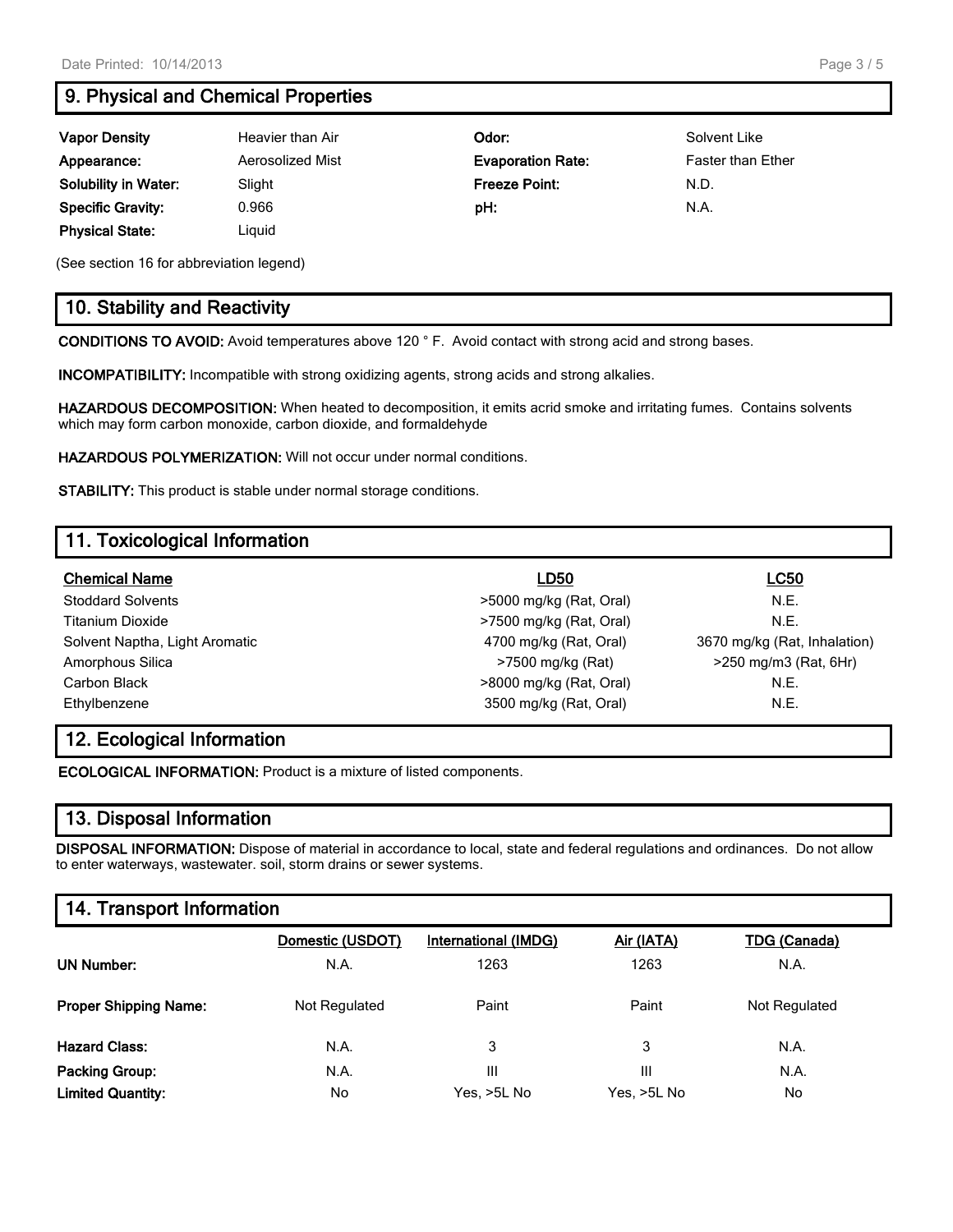## 9. Physical and Chemical Properties

| | | | |
|---|---|---|---|
| **Vapor Density** | Heavier than Air | **Odor:** | Solvent Like |
| **Appearance:** | Aerosolized Mist | **Evaporation Rate:** | Faster than Ether |
| **Solubility in Water:** | Slight | **Freeze Point:** | N.D. |
| **Specific Gravity:** | 0.966 | **pH:** | N.A. |
| **Physical State:** | Liquid | | |

(See section 16 for abbreviation legend)

## 10. Stability and Reactivity

**CONDITIONS TO AVOID:** Avoid temperatures above 120 ° F. Avoid contact with strong acid and strong bases.

**INCOMPATIBILITY:** Incompatible with strong oxidizing agents, strong acids and strong alkalies.

**HAZARDOUS DECOMPOSITION:** When heated to decomposition, it emits acrid smoke and irritating fumes. Contains solvents which may form carbon monoxide, carbon dioxide, and formaldehyde

**HAZARDOUS POLYMERIZATION:** Will not occur under normal conditions.

**STABILITY:** This product is stable under normal storage conditions.

## 11. Toxicological Information

| Chemical Name | LD50 | LC50 |
|---|---|---|
| Stoddard Solvents | >5000 mg/kg (Rat, Oral) | N.E. |
| Titanium Dioxide | >7500 mg/kg (Rat, Oral) | N.E. |
| Solvent Naptha, Light Aromatic | 4700 mg/kg (Rat, Oral) | 3670 mg/kg (Rat, Inhalation) |
| Amorphous Silica | >7500 mg/kg (Rat) | >250 mg/m3 (Rat, 6Hr) |
| Carbon Black | >8000 mg/kg (Rat, Oral) | N.E. |
| Ethylbenzene | 3500 mg/kg (Rat, Oral) | N.E. |

## 12. Ecological Information

**ECOLOGICAL INFORMATION:** Product is a mixture of listed components.

## 13. Disposal Information

**DISPOSAL INFORMATION:** Dispose of material in accordance to local, state and federal regulations and ordinances. Do not allow to enter waterways, wastewater. soil, storm drains or sewer systems.

## 14. Transport Information

| | Domestic (USDOT) | International (IMDG) | Air (IATA) | TDG (Canada) |
|---|---|---|---|---|
| **UN Number:** | N.A. | 1263 | 1263 | N.A. |
| **Proper Shipping Name:** | Not Regulated | Paint | Paint | Not Regulated |
| **Hazard Class:** | N.A. | 3 | 3 | N.A. |
| **Packing Group:** | N.A. | III | III | N.A. |
| **Limited Quantity:** | No | Yes, >5L No | Yes, >5L No | No |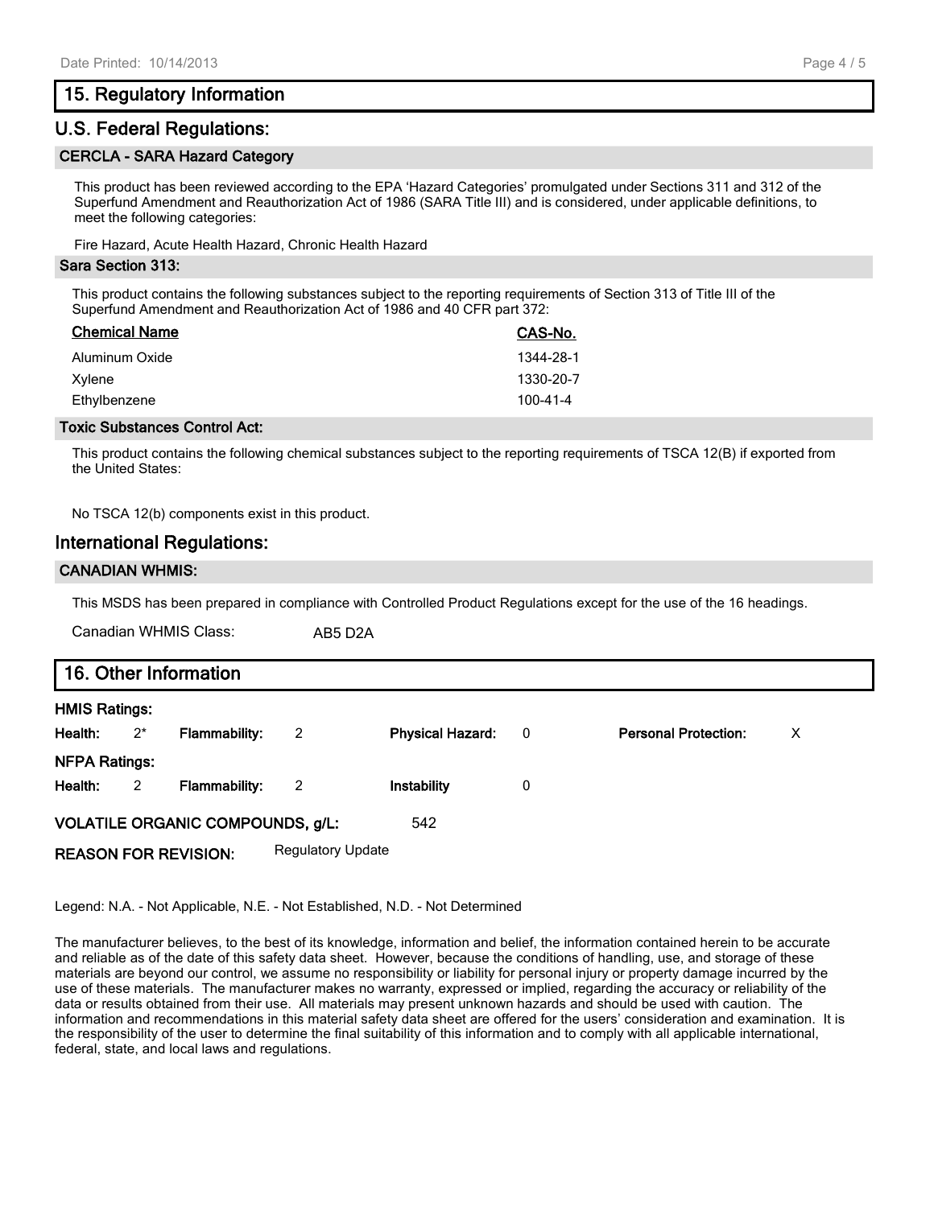## 15. Regulatory Information

### U.S. Federal Regulations:

#### CERCLA - SARA Hazard Category

This product has been reviewed according to the EPA 'Hazard Categories' promulgated under Sections 311 and 312 of the Superfund Amendment and Reauthorization Act of 1986 (SARA Title III) and is considered, under applicable definitions, to meet the following categories:

Fire Hazard, Acute Health Hazard, Chronic Health Hazard

#### Sara Section 313:

This product contains the following substances subject to the reporting requirements of Section 313 of Title III of the Superfund Amendment and Reauthorization Act of 1986 and 40 CFR part 372:

| Chemical Name | CAS-No. |
|---|---|
| Aluminum Oxide | 1344-28-1 |
| Xylene | 1330-20-7 |
| Ethylbenzene | 100-41-4 |

#### Toxic Substances Control Act:

This product contains the following chemical substances subject to the reporting requirements of TSCA 12(B) if exported from the United States:

No TSCA 12(b) components exist in this product.

### International Regulations:

#### CANADIAN WHMIS:

This MSDS has been prepared in compliance with Controlled Product Regulations except for the use of the 16 headings.

Canadian WHMIS Class: AB5 D2A

## 16. Other Information

**HMIS Ratings:**

**Health:** 2* **Flammability:** 2 **Physical Hazard:** 0 **Personal Protection:** X

**NFPA Ratings:**

**Health:** 2 **Flammability:** 2 **Instability** 0

**VOLATILE ORGANIC COMPOUNDS, g/L:** 542

**REASON FOR REVISION:** Regulatory Update

Legend: N.A. - Not Applicable, N.E. - Not Established, N.D. - Not Determined

The manufacturer believes, to the best of its knowledge, information and belief, the information contained herein to be accurate and reliable as of the date of this safety data sheet. However, because the conditions of handling, use, and storage of these materials are beyond our control, we assume no responsibility or liability for personal injury or property damage incurred by the use of these materials. The manufacturer makes no warranty, expressed or implied, regarding the accuracy or reliability of the data or results obtained from their use. All materials may present unknown hazards and should be used with caution. The information and recommendations in this material safety data sheet are offered for the users' consideration and examination. It is the responsibility of the user to determine the final suitability of this information and to comply with all applicable international, federal, state, and local laws and regulations.